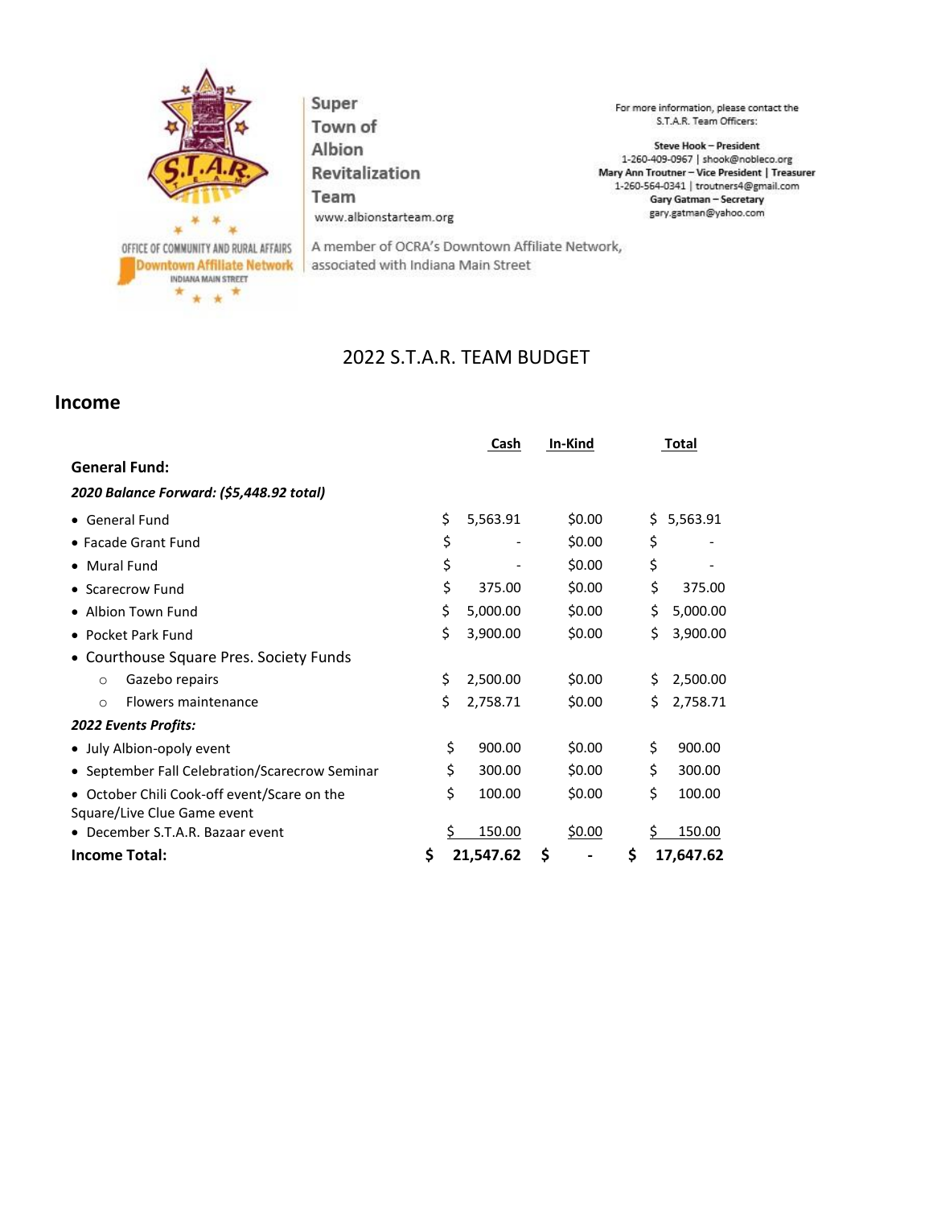Super Town of Albion Revitalization Team
www.albionstarteam.org

A member of OCRA's Downtown Affiliate Network, associated with Indiana Main Street

For more information, please contact the S.T.A.R. Team Officers:

**Steve Hook – President**
1-260-409-0967 | shook@nobleco.org
**Mary Ann Troutner – Vice President | Treasurer**
1-260-564-0341 | troutners4@gmail.com
**Gary Gatman – Secretary**
gary.gatman@yahoo.com

OFFICE OF COMMUNITY AND RURAL AFFAIRS
Downtown Affiliate Network
INDIANA MAIN STREET

## 2022 S.T.A.R. TEAM BUDGET

## Income

| | Cash | In-Kind | Total |
|---|---|---|---|
| **General Fund:** | | | |
| ***2020 Balance Forward: ($5,448.92 total)*** | | | |
| • General Fund | $ 5,563.91 | $0.00 | $ 5,563.91 |
| • Facade Grant Fund | $ - | $0.00 | $ - |
| • Mural Fund | $ - | $0.00 | $ - |
| • Scarecrow Fund | $ 375.00 | $0.00 | $ 375.00 |
| • Albion Town Fund | $ 5,000.00 | $0.00 | $ 5,000.00 |
| • Pocket Park Fund | $ 3,900.00 | $0.00 | $ 3,900.00 |
| • Courthouse Square Pres. Society Funds | | | |
| ○ Gazebo repairs | $ 2,500.00 | $0.00 | $ 2,500.00 |
| ○ Flowers maintenance | $ 2,758.71 | $0.00 | $ 2,758.71 |
| ***2022 Events Profits:*** | | | |
| • July Albion-opoly event | $ 900.00 | $0.00 | $ 900.00 |
| • September Fall Celebration/Scarecrow Seminar | $ 300.00 | $0.00 | $ 300.00 |
| • October Chili Cook-off event/Scare on the Square/Live Clue Game event | $ 100.00 | $0.00 | $ 100.00 |
| • December S.T.A.R. Bazaar event | $ 150.00 | $0.00 | $ 150.00 |
| **Income Total:** | **$ 21,547.62** | **$ -** | **$ 17,647.62** |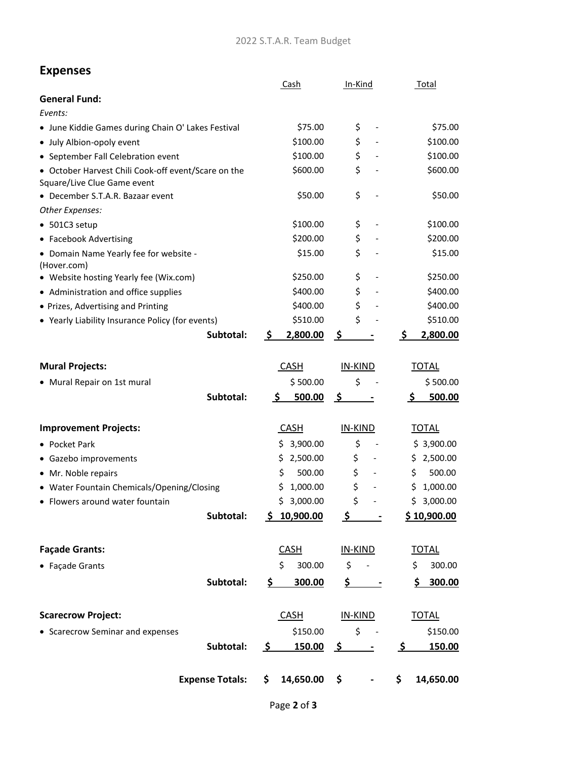## Expenses

| | Cash | In-Kind | Total |
|---|---|---|---|
| **General Fund:** | | | |
| *Events:* | | | |
| • June Kiddie Games during Chain O' Lakes Festival | $75.00 | $ - | $75.00 |
| • July Albion-opoly event | $100.00 | $ - | $100.00 |
| • September Fall Celebration event | $100.00 | $ - | $100.00 |
| • October Harvest Chili Cook-off event/Scare on the Square/Live Clue Game event | $600.00 | $ - | $600.00 |
| • December S.T.A.R. Bazaar event | $50.00 | $ - | $50.00 |
| *Other Expenses:* | | | |
| • 501C3 setup | $100.00 | $ - | $100.00 |
| • Facebook Advertising | $200.00 | $ - | $200.00 |
| • Domain Name Yearly fee for website - (Hover.com) | $15.00 | $ - | $15.00 |
| • Website hosting Yearly fee (Wix.com) | $250.00 | $ - | $250.00 |
| • Administration and office supplies | $400.00 | $ - | $400.00 |
| • Prizes, Advertising and Printing | $400.00 | $ - | $400.00 |
| • Yearly Liability Insurance Policy (for events) | $510.00 | $ - | $510.00 |
| **Subtotal:** | **$ 2,800.00** | **$ -** | **$ 2,800.00** |

| **Mural Projects:** | CASH | IN-KIND | TOTAL |
|---|---|---|---|
| • Mural Repair on 1st mural | $ 500.00 | $ - | $ 500.00 |
| **Subtotal:** | **$ 500.00** | **$ -** | **$ 500.00** |

| **Improvement Projects:** | CASH | IN-KIND | TOTAL |
|---|---|---|---|
| • Pocket Park | $ 3,900.00 | $ - | $ 3,900.00 |
| • Gazebo improvements | $ 2,500.00 | $ - | $ 2,500.00 |
| • Mr. Noble repairs | $ 500.00 | $ - | $ 500.00 |
| • Water Fountain Chemicals/Opening/Closing | $ 1,000.00 | $ - | $ 1,000.00 |
| • Flowers around water fountain | $ 3,000.00 | $ - | $ 3,000.00 |
| **Subtotal:** | **$ 10,900.00** | **$ -** | **$ 10,900.00** |

| **Façade Grants:** | CASH | IN-KIND | TOTAL |
|---|---|---|---|
| • Façade Grants | $ 300.00 | $ - | $ 300.00 |
| **Subtotal:** | **$ 300.00** | **$ -** | **$ 300.00** |

| **Scarecrow Project:** | CASH | IN-KIND | TOTAL |
|---|---|---|---|
| • Scarecrow Seminar and expenses | $150.00 | $ - | $150.00 |
| **Subtotal:** | **$ 150.00** | **$ -** | **$ 150.00** |

| | | | |
|---|---|---|---|
| **Expense Totals:** | **$ 14,650.00** | **$ -** | **$ 14,650.00** |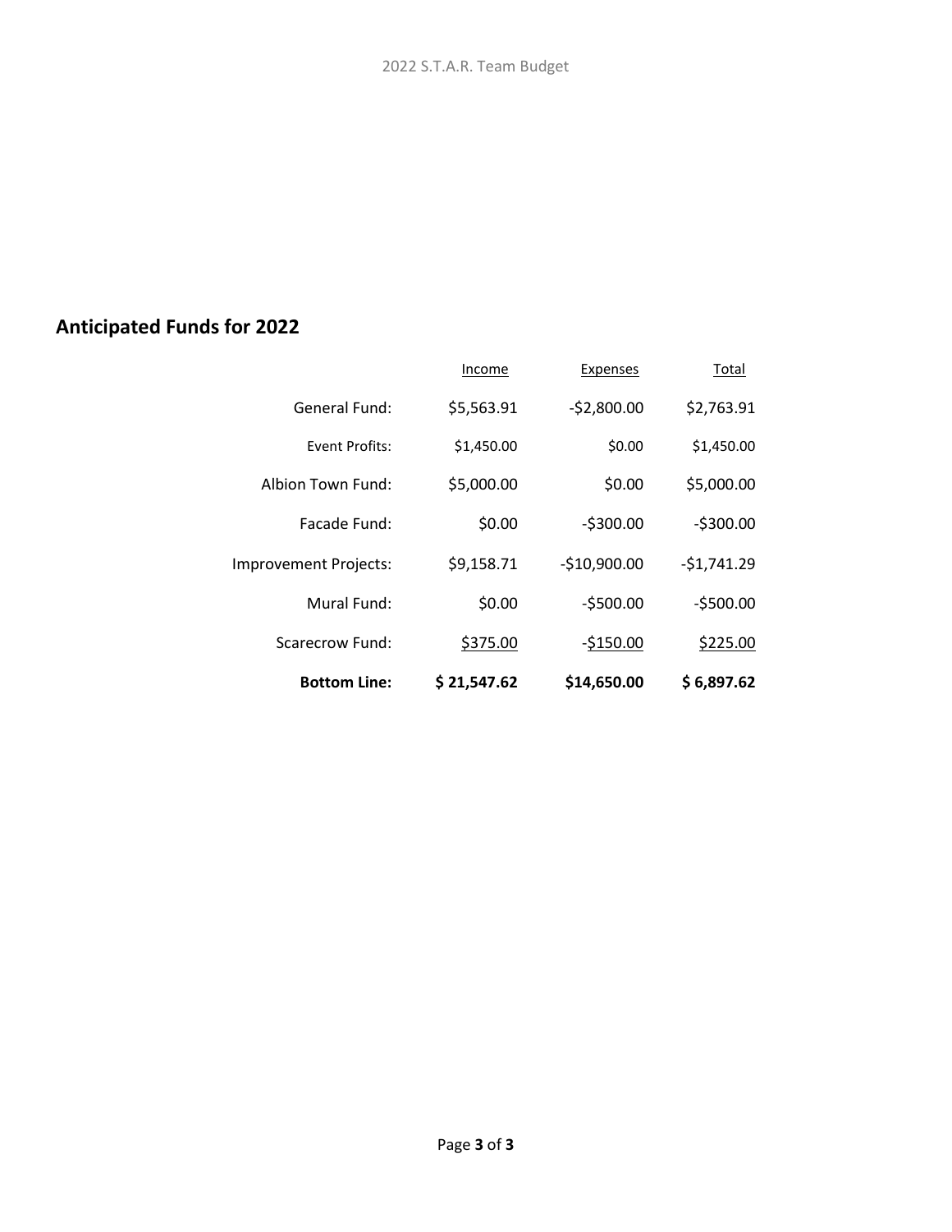## Anticipated Funds for 2022

| | Income | Expenses | Total |
|---|---|---|---|
| General Fund: | $5,563.91 | -$2,800.00 | $2,763.91 |
| Event Profits: | $1,450.00 | $0.00 | $1,450.00 |
| Albion Town Fund: | $5,000.00 | $0.00 | $5,000.00 |
| Facade Fund: | $0.00 | -$300.00 | -$300.00 |
| Improvement Projects: | $9,158.71 | -$10,900.00 | -$1,741.29 |
| Mural Fund: | $0.00 | -$500.00 | -$500.00 |
| Scarecrow Fund: | $375.00 | -$150.00 | $225.00 |
| **Bottom Line:** | **$ 21,547.62** | **$14,650.00** | **$ 6,897.62** |